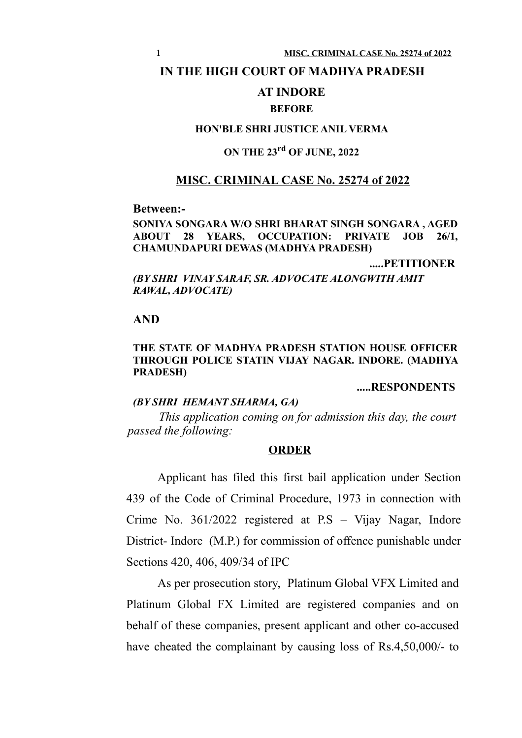# IN THE HIGH COURT OF MADHYA PRADESH

## AT INDORE

**BEFORE**

**HON'BLE SHRI JUSTICE ANIL VERMA**

**ON THE 23rd OF JUNE, 2022**

## MISC. CRIMINAL CASE No. 25274 of 2022

**Between:-**

**SONIYA SONGARA W/O SHRI BHARAT SINGH SONGARA , AGED ABOUT 28 YEARS, OCCUPATION: PRIVATE JOB 26/1, CHAMUNDAPURI DEWAS (MADHYA PRADESH)**

**.....PETITIONER**

***(BY SHRI VINAY SARAF, SR. ADVOCATE ALONGWITH AMIT RAWAL, ADVOCATE)***

**AND**

**THE STATE OF MADHYA PRADESH STATION HOUSE OFFICER THROUGH POLICE STATIN VIJAY NAGAR. INDORE. (MADHYA PRADESH)**

**.....RESPONDENTS**

***(BY SHRI HEMANT SHARMA, GA)***

*This application coming on for admission this day, the court passed the following:*

**ORDER**

Applicant has filed this first bail application under Section 439 of the Code of Criminal Procedure, 1973 in connection with Crime No. 361/2022 registered at P.S – Vijay Nagar, Indore District- Indore (M.P.) for commission of offence punishable under Sections 420, 406, 409/34 of IPC

As per prosecution story, Platinum Global VFX Limited and Platinum Global FX Limited are registered companies and on behalf of these companies, present applicant and other co-accused have cheated the complainant by causing loss of Rs.4,50,000/- to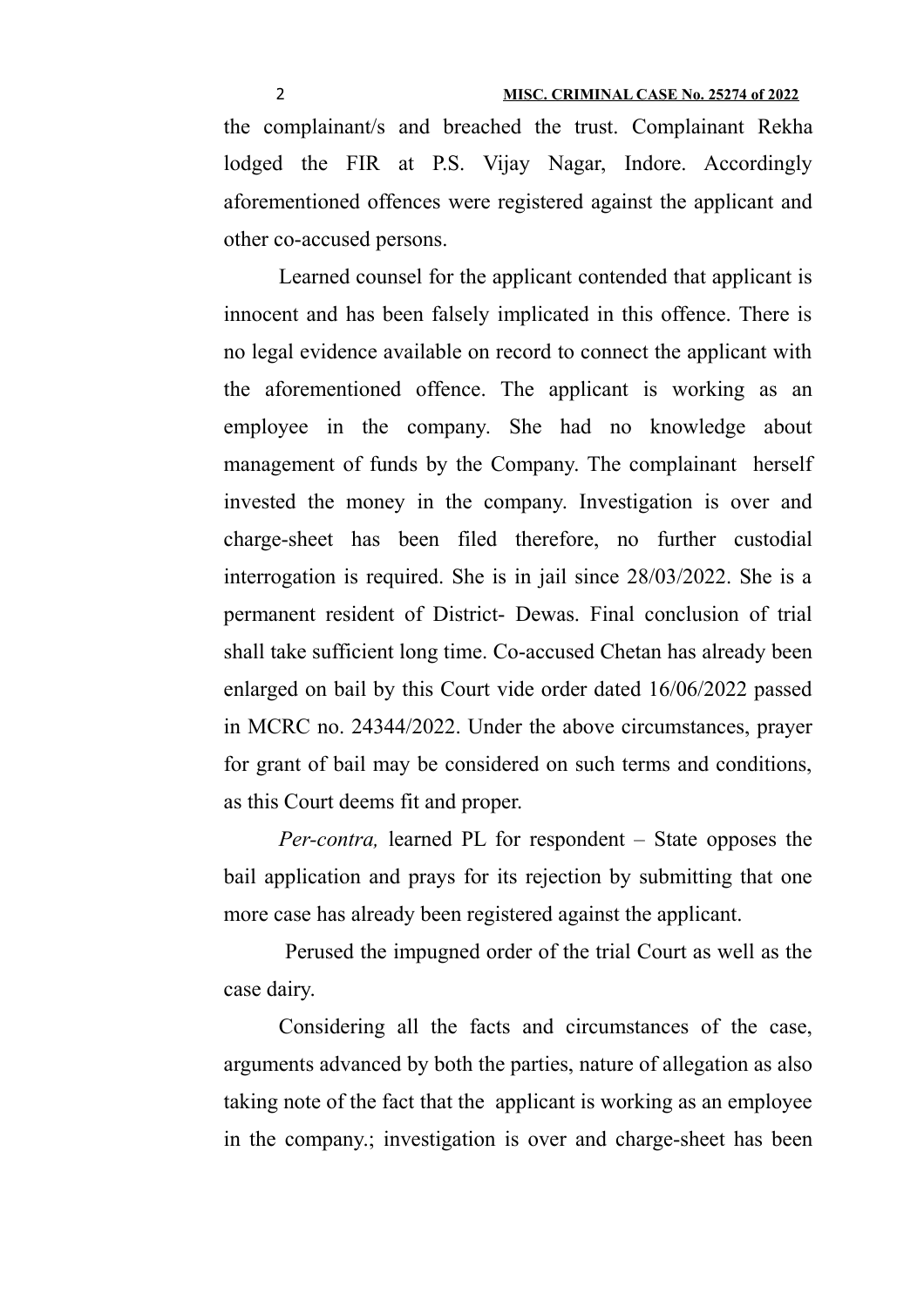the complainant/s and breached the trust. Complainant Rekha lodged the FIR at P.S. Vijay Nagar, Indore. Accordingly aforementioned offences were registered against the applicant and other co-accused persons.

Learned counsel for the applicant contended that applicant is innocent and has been falsely implicated in this offence. There is no legal evidence available on record to connect the applicant with the aforementioned offence. The applicant is working as an employee in the company. She had no knowledge about management of funds by the Company. The complainant herself invested the money in the company. Investigation is over and charge-sheet has been filed therefore, no further custodial interrogation is required. She is in jail since 28/03/2022. She is a permanent resident of District- Dewas. Final conclusion of trial shall take sufficient long time. Co-accused Chetan has already been enlarged on bail by this Court vide order dated 16/06/2022 passed in MCRC no. 24344/2022. Under the above circumstances, prayer for grant of bail may be considered on such terms and conditions, as this Court deems fit and proper.

*Per-contra,* learned PL for respondent – State opposes the bail application and prays for its rejection by submitting that one more case has already been registered against the applicant.

Perused the impugned order of the trial Court as well as the case dairy.

Considering all the facts and circumstances of the case, arguments advanced by both the parties, nature of allegation as also taking note of the fact that the applicant is working as an employee in the company.; investigation is over and charge-sheet has been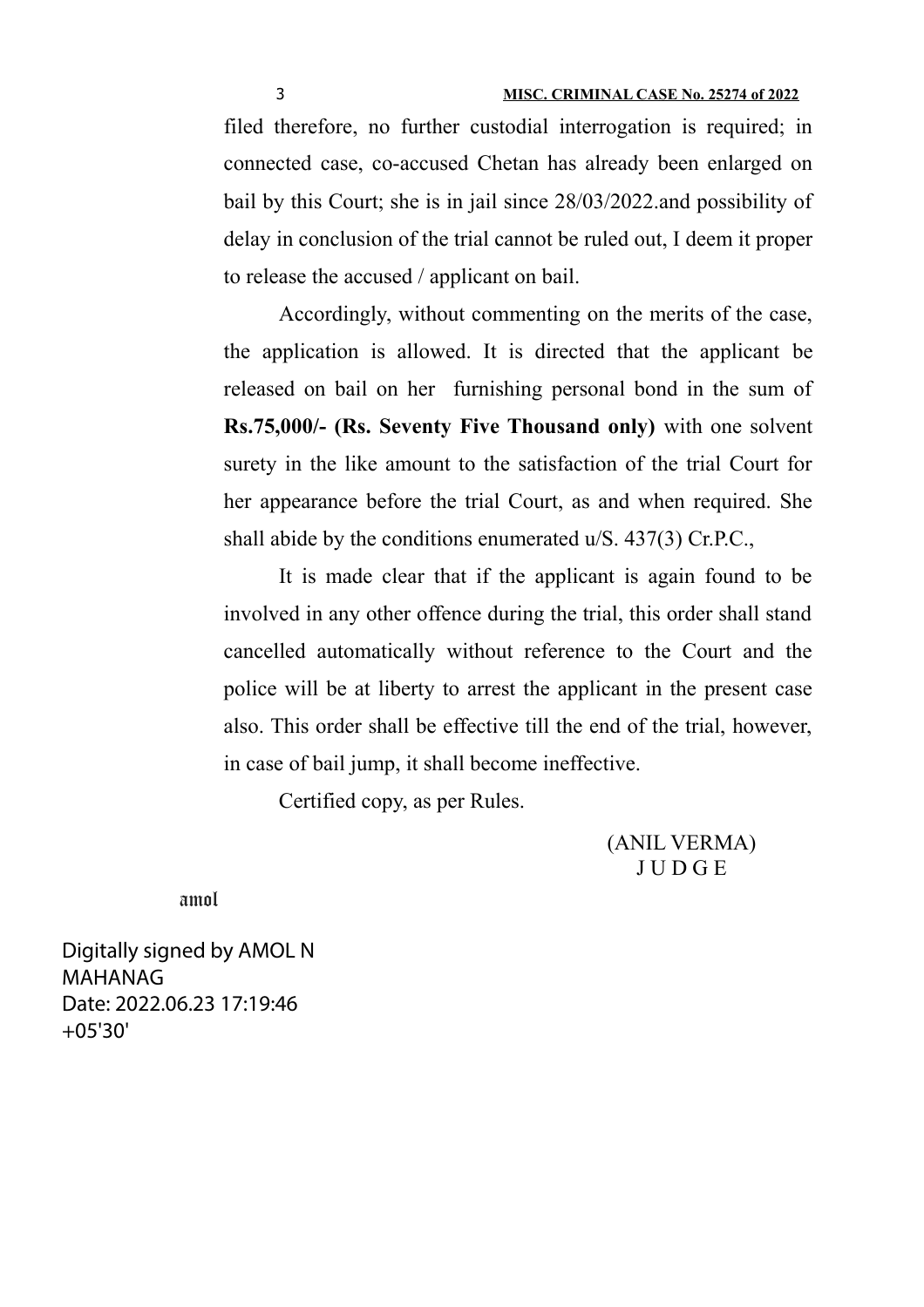filed therefore, no further custodial interrogation is required; in connected case, co-accused Chetan has already been enlarged on bail by this Court; she is in jail since 28/03/2022.and possibility of delay in conclusion of the trial cannot be ruled out, I deem it proper to release the accused / applicant on bail.

Accordingly, without commenting on the merits of the case, the application is allowed. It is directed that the applicant be released on bail on her furnishing personal bond in the sum of **Rs.75,000/- (Rs. Seventy Five Thousand only)** with one solvent surety in the like amount to the satisfaction of the trial Court for her appearance before the trial Court, as and when required. She shall abide by the conditions enumerated u/S. 437(3) Cr.P.C.,

It is made clear that if the applicant is again found to be involved in any other offence during the trial, this order shall stand cancelled automatically without reference to the Court and the police will be at liberty to arrest the applicant in the present case also. This order shall be effective till the end of the trial, however, in case of bail jump, it shall become ineffective.

Certified copy, as per Rules.

(ANIL VERMA)
J U D G E

amol

Digitally signed by AMOL N MAHANAG
Date: 2022.06.23 17:19:46 +05'30'